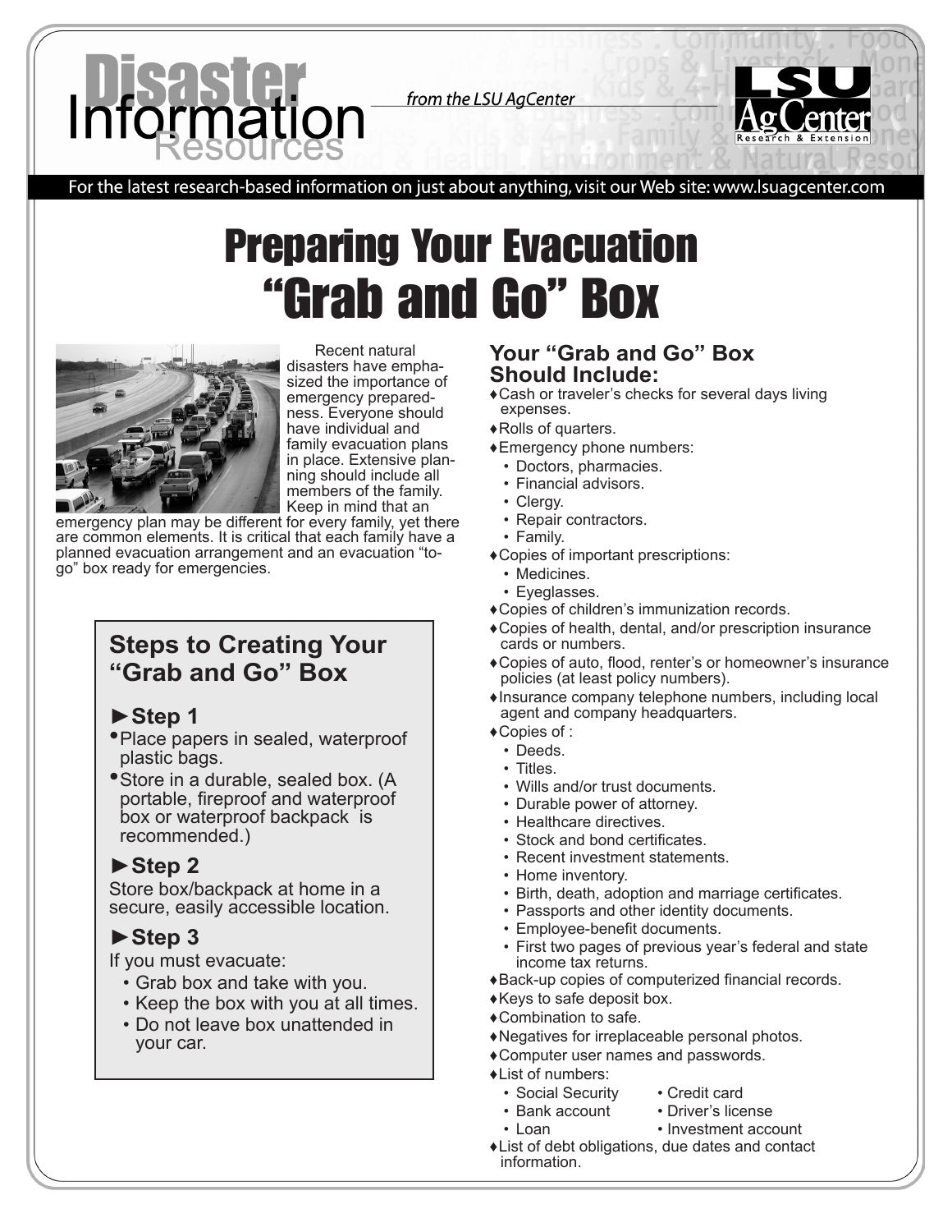# Disaster Information Resources

*from the LSU AgCenter*

For the latest research-based information on just about anything, visit our Web site: www.lsuagcenter.com

# Preparing Your Evacuation "Grab and Go" Box

Recent natural disasters have emphasized the importance of emergency preparedness. Everyone should have individual and family evacuation plans in place. Extensive planning should include all members of the family. Keep in mind that an emergency plan may be different for every family, yet there are common elements. It is critical that each family have a planned evacuation arrangement and an evacuation "to-go" box ready for emergencies.

## Steps to Creating Your "Grab and Go" Box

### ►Step 1

- Place papers in sealed, waterproof plastic bags.
- Store in a durable, sealed box. (A portable, fireproof and waterproof box or waterproof backpack is recommended.)

### ►Step 2

Store box/backpack at home in a secure, easily accessible location.

### ►Step 3

If you must evacuate:

- Grab box and take with you.
- Keep the box with you at all times.
- Do not leave box unattended in your car.

## Your "Grab and Go" Box Should Include:

- Cash or traveler's checks for several days living expenses.
- Rolls of quarters.
- Emergency phone numbers:
  - Doctors, pharmacies.
  - Financial advisors.
  - Clergy.
  - Repair contractors.
  - Family.
- Copies of important prescriptions:
  - Medicines.
  - Eyeglasses.
- Copies of children's immunization records.
- Copies of health, dental, and/or prescription insurance cards or numbers.
- Copies of auto, flood, renter's or homeowner's insurance policies (at least policy numbers).
- Insurance company telephone numbers, including local agent and company headquarters.
- Copies of :
  - Deeds.
  - Titles.
  - Wills and/or trust documents.
  - Durable power of attorney.
  - Healthcare directives.
  - Stock and bond certificates.
  - Recent investment statements.
  - Home inventory.
  - Birth, death, adoption and marriage certificates.
  - Passports and other identity documents.
  - Employee-benefit documents.
  - First two pages of previous year's federal and state income tax returns.
- Back-up copies of computerized financial records.
- Keys to safe deposit box.
- Combination to safe.
- Negatives for irreplaceable personal photos.
- Computer user names and passwords.
- List of numbers:
  - Social Security
  - Bank account
  - Loan
  - Credit card
  - Driver's license
  - Investment account
- List of debt obligations, due dates and contact information.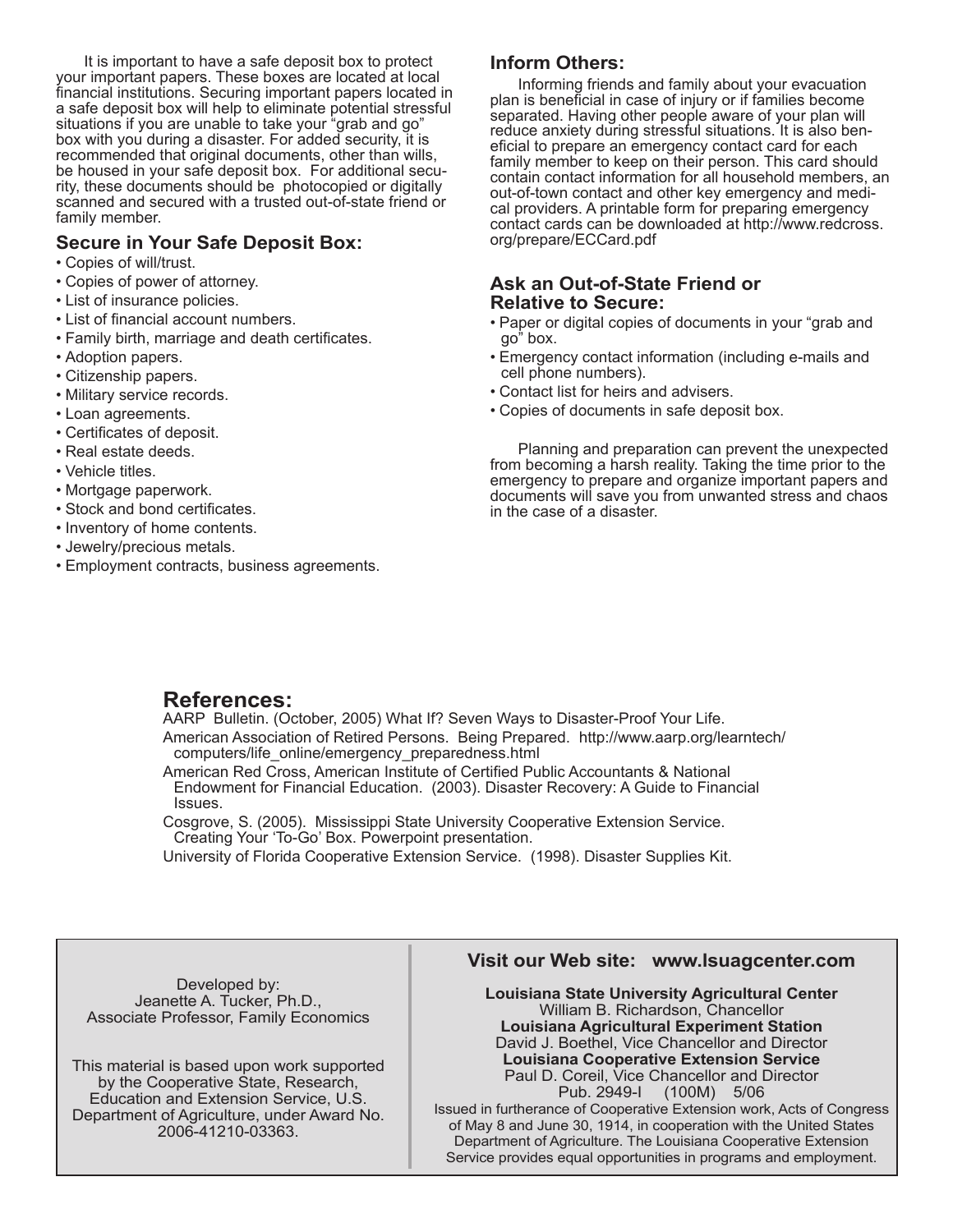It is important to have a safe deposit box to protect your important papers. These boxes are located at local financial institutions. Securing important papers located in a safe deposit box will help to eliminate potential stressful situations if you are unable to take your "grab and go" box with you during a disaster. For added security, it is recommended that original documents, other than wills, be housed in your safe deposit box. For additional security, these documents should be photocopied or digitally scanned and secured with a trusted out-of-state friend or family member.

### Secure in Your Safe Deposit Box:

- Copies of will/trust.
- Copies of power of attorney.
- List of insurance policies.
- List of financial account numbers.
- Family birth, marriage and death certificates.
- Adoption papers.
- Citizenship papers.
- Military service records.
- Loan agreements.
- Certificates of deposit.
- Real estate deeds.
- Vehicle titles.
- Mortgage paperwork.
- Stock and bond certificates.
- Inventory of home contents.
- Jewelry/precious metals.
- Employment contracts, business agreements.

### Inform Others:

Informing friends and family about your evacuation plan is beneficial in case of injury or if families become separated. Having other people aware of your plan will reduce anxiety during stressful situations. It is also beneficial to prepare an emergency contact card for each family member to keep on their person. This card should contain contact information for all household members, an out-of-town contact and other key emergency and medical providers. A printable form for preparing emergency contact cards can be downloaded at http://www.redcross.org/prepare/ECCard.pdf

### Ask an Out-of-State Friend or Relative to Secure:

- Paper or digital copies of documents in your "grab and go" box.
- Emergency contact information (including e-mails and cell phone numbers).
- Contact list for heirs and advisers.
- Copies of documents in safe deposit box.

Planning and preparation can prevent the unexpected from becoming a harsh reality. Taking the time prior to the emergency to prepare and organize important papers and documents will save you from unwanted stress and chaos in the case of a disaster.

## References:

AARP Bulletin. (October, 2005) What If? Seven Ways to Disaster-Proof Your Life.

American Association of Retired Persons. Being Prepared. http://www.aarp.org/learntech/computers/life_online/emergency_preparedness.html

American Red Cross, American Institute of Certified Public Accountants & National Endowment for Financial Education. (2003). Disaster Recovery: A Guide to Financial Issues.

Cosgrove, S. (2005). Mississippi State University Cooperative Extension Service. Creating Your 'To-Go' Box. Powerpoint presentation.

University of Florida Cooperative Extension Service. (1998). Disaster Supplies Kit.

Developed by:
Jeanette A. Tucker, Ph.D.,
Associate Professor, Family Economics

This material is based upon work supported by the Cooperative State, Research, Education and Extension Service, U.S. Department of Agriculture, under Award No. 2006-41210-03363.

**Visit our Web site: www.lsuagcenter.com**

**Louisiana State University Agricultural Center**
William B. Richardson, Chancellor
**Louisiana Agricultural Experiment Station**
David J. Boethel, Vice Chancellor and Director
**Louisiana Cooperative Extension Service**
Paul D. Coreil, Vice Chancellor and Director
Pub. 2949-I (100M) 5/06

Issued in furtherance of Cooperative Extension work, Acts of Congress of May 8 and June 30, 1914, in cooperation with the United States Department of Agriculture. The Louisiana Cooperative Extension Service provides equal opportunities in programs and employment.